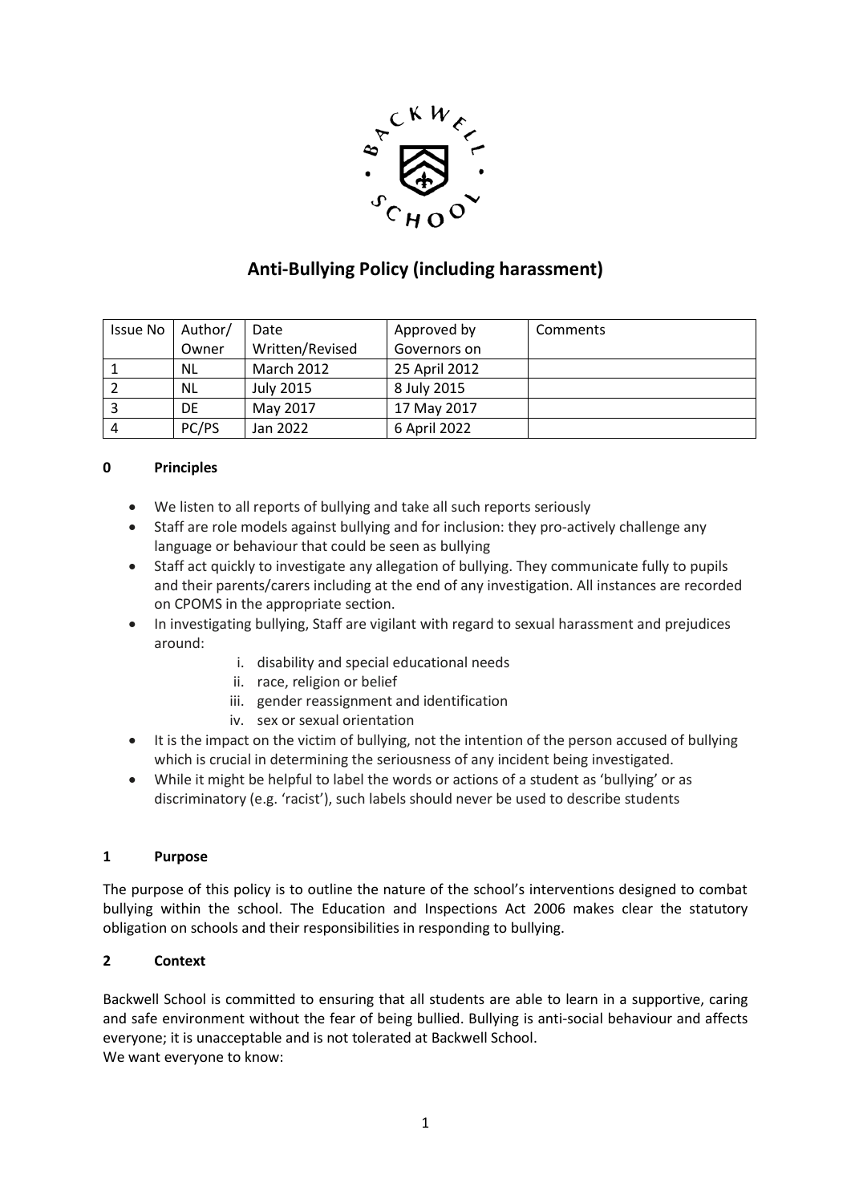# Anti-Bullying Policy (including harassment)

| Issue No | Author/ Owner | Date Written/Revised | Approved by Governors on | Comments |
|---|---|---|---|---|
| 1 | NL | March 2012 | 25 April 2012 | |
| 2 | NL | July 2015 | 8 July 2015 | |
| 3 | DE | May 2017 | 17 May 2017 | |
| 4 | PC/PS | Jan 2022 | 6 April 2022 | |

## 0 Principles

- We listen to all reports of bullying and take all such reports seriously
- Staff are role models against bullying and for inclusion: they pro-actively challenge any language or behaviour that could be seen as bullying
- Staff act quickly to investigate any allegation of bullying. They communicate fully to pupils and their parents/carers including at the end of any investigation. All instances are recorded on CPOMS in the appropriate section.
- In investigating bullying, Staff are vigilant with regard to sexual harassment and prejudices around:
    i. disability and special educational needs
    ii. race, religion or belief
    iii. gender reassignment and identification
    iv. sex or sexual orientation
- It is the impact on the victim of bullying, not the intention of the person accused of bullying which is crucial in determining the seriousness of any incident being investigated.
- While it might be helpful to label the words or actions of a student as 'bullying' or as discriminatory (e.g. 'racist'), such labels should never be used to describe students

## 1 Purpose

The purpose of this policy is to outline the nature of the school's interventions designed to combat bullying within the school. The Education and Inspections Act 2006 makes clear the statutory obligation on schools and their responsibilities in responding to bullying.

## 2 Context

Backwell School is committed to ensuring that all students are able to learn in a supportive, caring and safe environment without the fear of being bullied. Bullying is anti-social behaviour and affects everyone; it is unacceptable and is not tolerated at Backwell School.
We want everyone to know: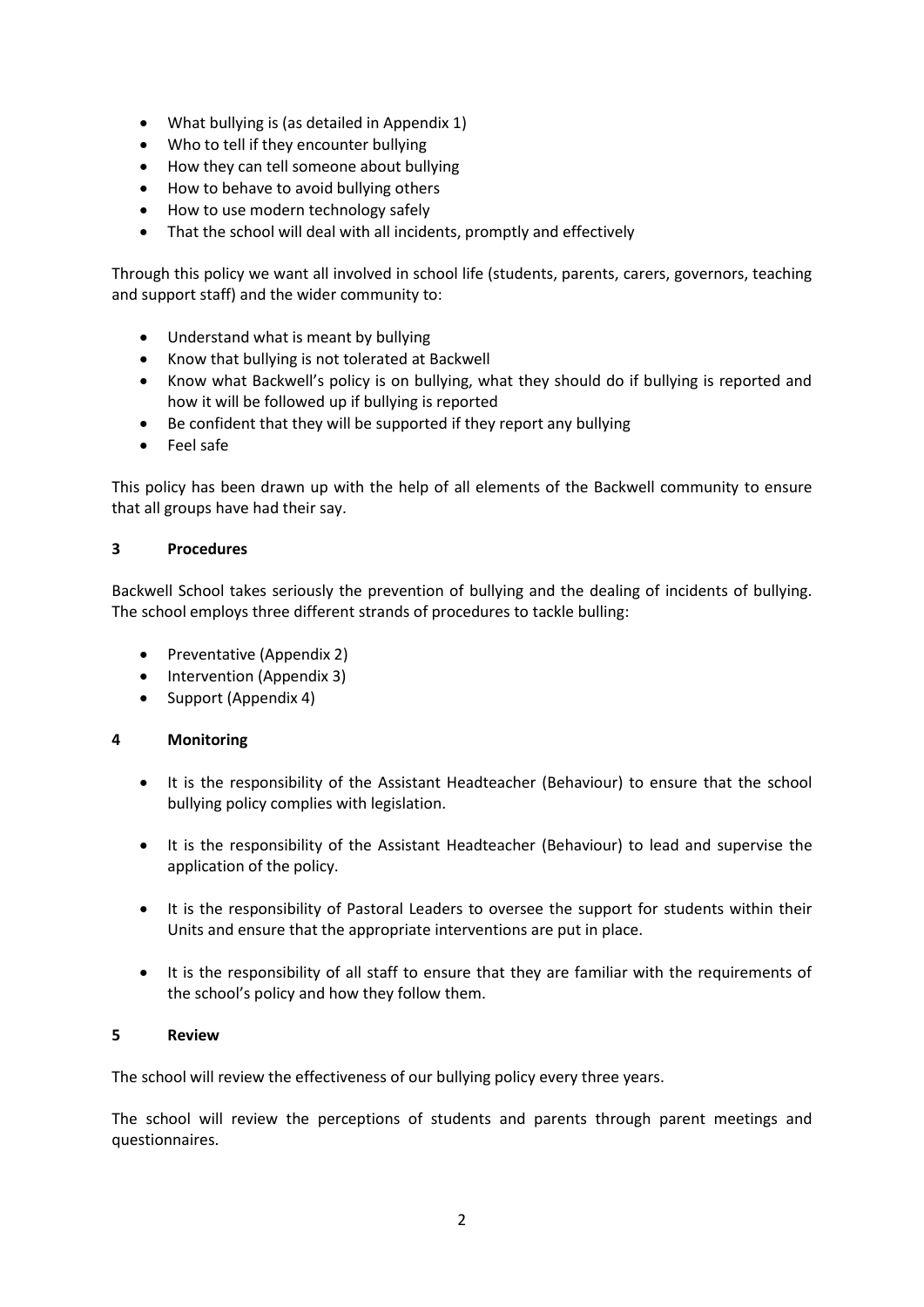- What bullying is (as detailed in Appendix 1)
- Who to tell if they encounter bullying
- How they can tell someone about bullying
- How to behave to avoid bullying others
- How to use modern technology safely
- That the school will deal with all incidents, promptly and effectively

Through this policy we want all involved in school life (students, parents, carers, governors, teaching and support staff) and the wider community to:

- Understand what is meant by bullying
- Know that bullying is not tolerated at Backwell
- Know what Backwell's policy is on bullying, what they should do if bullying is reported and how it will be followed up if bullying is reported
- Be confident that they will be supported if they report any bullying
- Feel safe

This policy has been drawn up with the help of all elements of the Backwell community to ensure that all groups have had their say.

## 3 Procedures

Backwell School takes seriously the prevention of bullying and the dealing of incidents of bullying. The school employs three different strands of procedures to tackle bulling:

- Preventative (Appendix 2)
- Intervention (Appendix 3)
- Support (Appendix 4)

## 4 Monitoring

- It is the responsibility of the Assistant Headteacher (Behaviour) to ensure that the school bullying policy complies with legislation.
- It is the responsibility of the Assistant Headteacher (Behaviour) to lead and supervise the application of the policy.
- It is the responsibility of Pastoral Leaders to oversee the support for students within their Units and ensure that the appropriate interventions are put in place.
- It is the responsibility of all staff to ensure that they are familiar with the requirements of the school's policy and how they follow them.

## 5 Review

The school will review the effectiveness of our bullying policy every three years.

The school will review the perceptions of students and parents through parent meetings and questionnaires.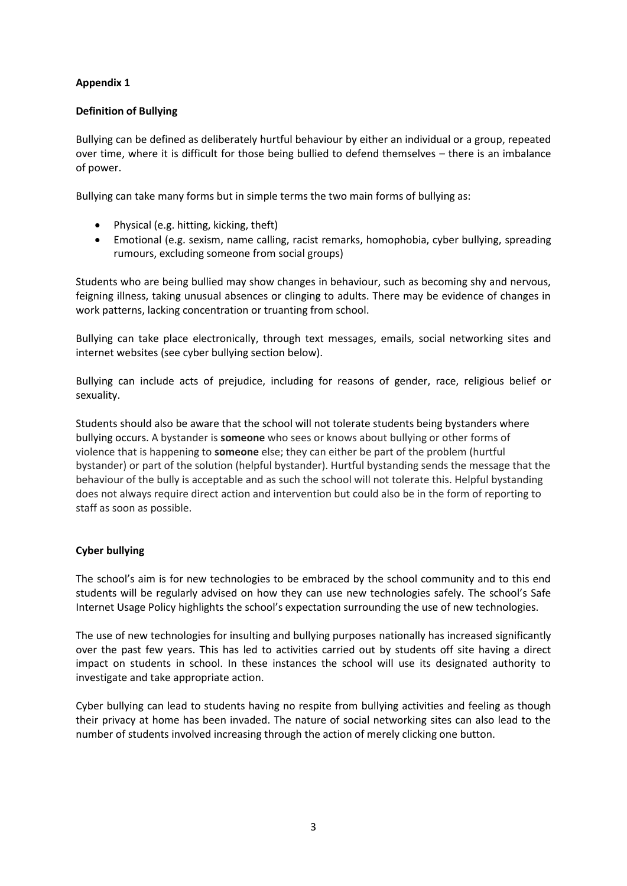**Appendix 1**

**Definition of Bullying**

Bullying can be defined as deliberately hurtful behaviour by either an individual or a group, repeated over time, where it is difficult for those being bullied to defend themselves – there is an imbalance of power.

Bullying can take many forms but in simple terms the two main forms of bullying as:

- Physical (e.g. hitting, kicking, theft)
- Emotional (e.g. sexism, name calling, racist remarks, homophobia, cyber bullying, spreading rumours, excluding someone from social groups)

Students who are being bullied may show changes in behaviour, such as becoming shy and nervous, feigning illness, taking unusual absences or clinging to adults. There may be evidence of changes in work patterns, lacking concentration or truanting from school.

Bullying can take place electronically, through text messages, emails, social networking sites and internet websites (see cyber bullying section below).

Bullying can include acts of prejudice, including for reasons of gender, race, religious belief or sexuality.

Students should also be aware that the school will not tolerate students being bystanders where bullying occurs. A bystander is **someone** who sees or knows about bullying or other forms of violence that is happening to **someone** else; they can either be part of the problem (hurtful bystander) or part of the solution (helpful bystander). Hurtful bystanding sends the message that the behaviour of the bully is acceptable and as such the school will not tolerate this. Helpful bystanding does not always require direct action and intervention but could also be in the form of reporting to staff as soon as possible.

**Cyber bullying**

The school's aim is for new technologies to be embraced by the school community and to this end students will be regularly advised on how they can use new technologies safely. The school's Safe Internet Usage Policy highlights the school's expectation surrounding the use of new technologies.

The use of new technologies for insulting and bullying purposes nationally has increased significantly over the past few years. This has led to activities carried out by students off site having a direct impact on students in school. In these instances the school will use its designated authority to investigate and take appropriate action.

Cyber bullying can lead to students having no respite from bullying activities and feeling as though their privacy at home has been invaded. The nature of social networking sites can also lead to the number of students involved increasing through the action of merely clicking one button.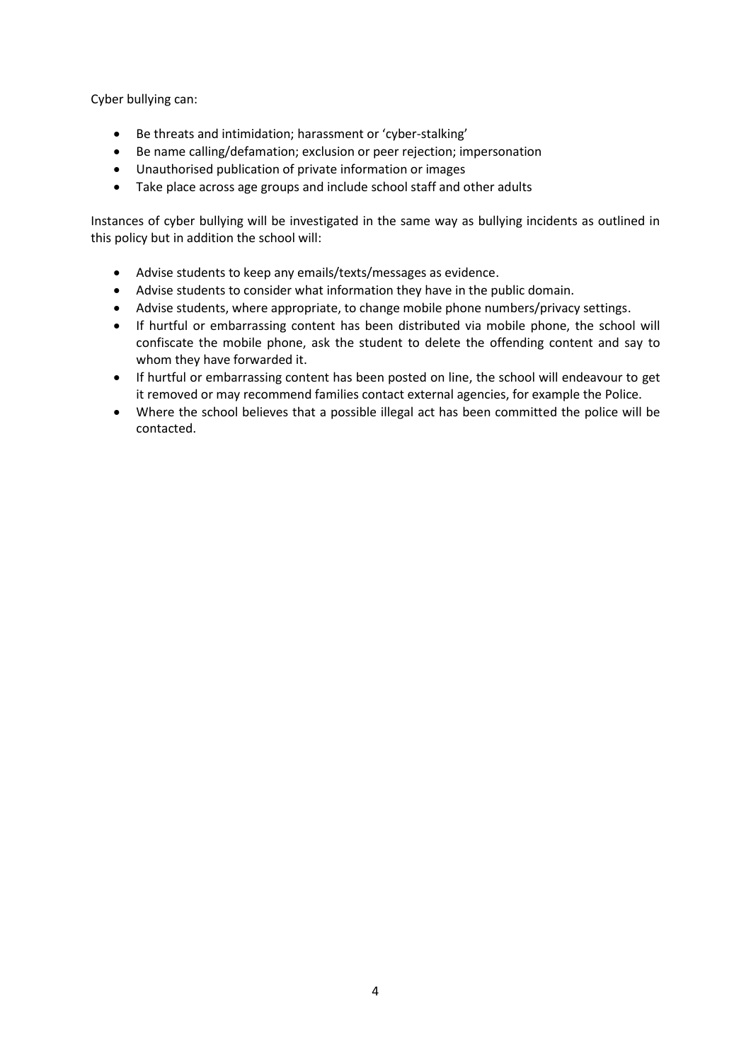Cyber bullying can:

- Be threats and intimidation; harassment or 'cyber-stalking'
- Be name calling/defamation; exclusion or peer rejection; impersonation
- Unauthorised publication of private information or images
- Take place across age groups and include school staff and other adults

Instances of cyber bullying will be investigated in the same way as bullying incidents as outlined in this policy but in addition the school will:

- Advise students to keep any emails/texts/messages as evidence.
- Advise students to consider what information they have in the public domain.
- Advise students, where appropriate, to change mobile phone numbers/privacy settings.
- If hurtful or embarrassing content has been distributed via mobile phone, the school will confiscate the mobile phone, ask the student to delete the offending content and say to whom they have forwarded it.
- If hurtful or embarrassing content has been posted on line, the school will endeavour to get it removed or may recommend families contact external agencies, for example the Police.
- Where the school believes that a possible illegal act has been committed the police will be contacted.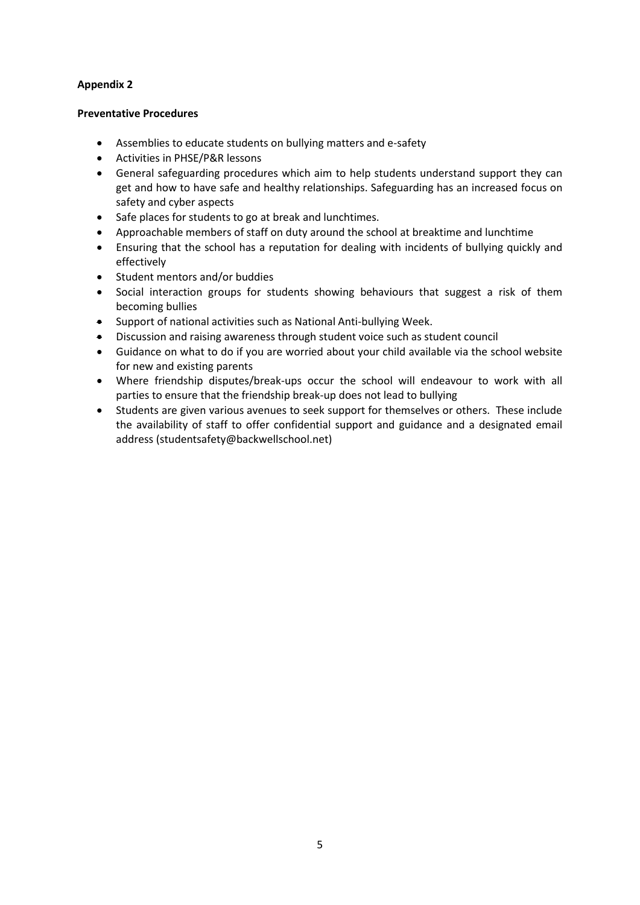**Appendix 2**

**Preventative Procedures**

- Assemblies to educate students on bullying matters and e-safety
- Activities in PHSE/P&R lessons
- General safeguarding procedures which aim to help students understand support they can get and how to have safe and healthy relationships. Safeguarding has an increased focus on safety and cyber aspects
- Safe places for students to go at break and lunchtimes.
- Approachable members of staff on duty around the school at breaktime and lunchtime
- Ensuring that the school has a reputation for dealing with incidents of bullying quickly and effectively
- Student mentors and/or buddies
- Social interaction groups for students showing behaviours that suggest a risk of them becoming bullies
- Support of national activities such as National Anti-bullying Week.
- Discussion and raising awareness through student voice such as student council
- Guidance on what to do if you are worried about your child available via the school website for new and existing parents
- Where friendship disputes/break-ups occur the school will endeavour to work with all parties to ensure that the friendship break-up does not lead to bullying
- Students are given various avenues to seek support for themselves or others. These include the availability of staff to offer confidential support and guidance and a designated email address (studentsafety@backwellschool.net)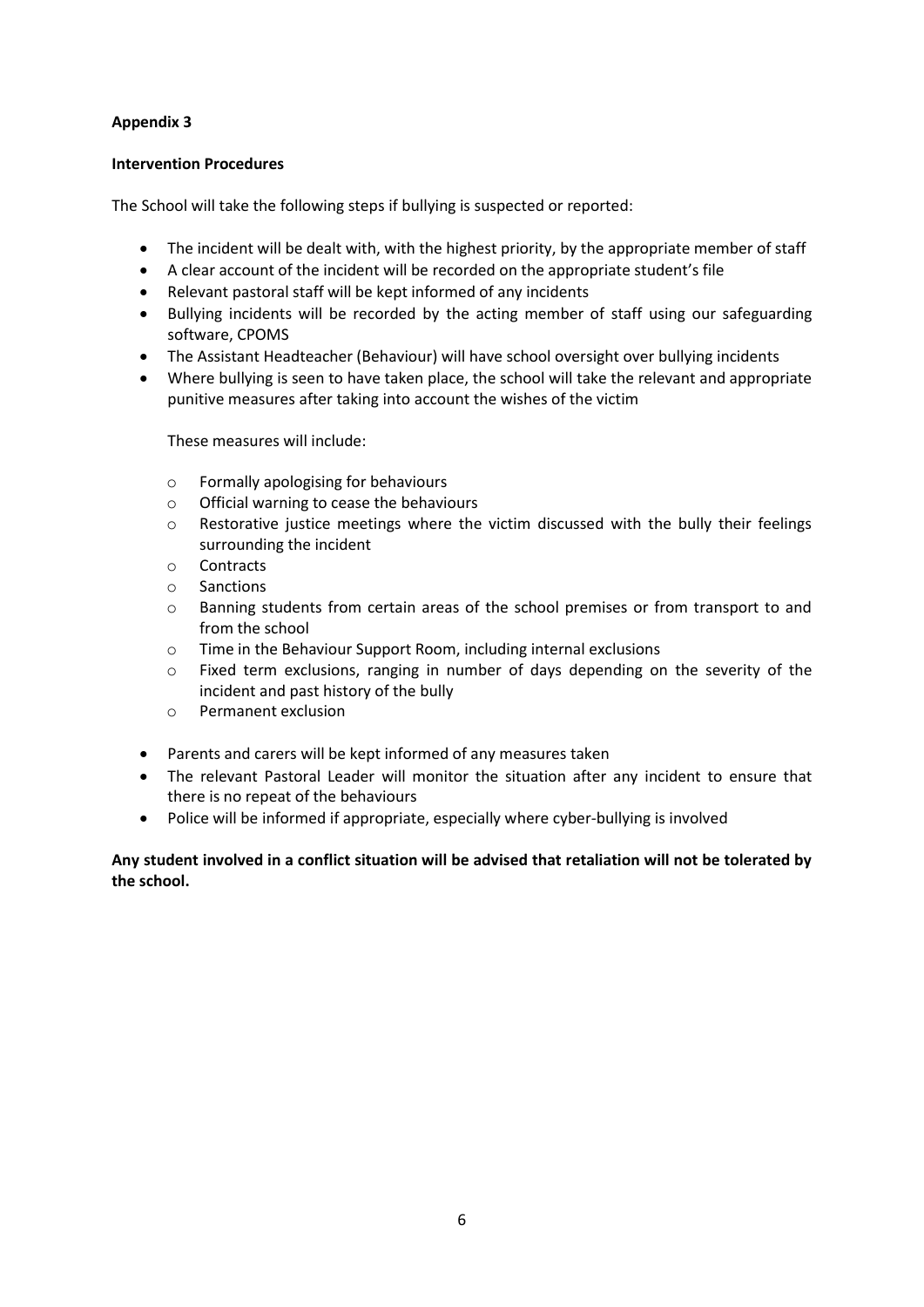**Appendix 3**

**Intervention Procedures**

The School will take the following steps if bullying is suspected or reported:

- The incident will be dealt with, with the highest priority, by the appropriate member of staff
- A clear account of the incident will be recorded on the appropriate student's file
- Relevant pastoral staff will be kept informed of any incidents
- Bullying incidents will be recorded by the acting member of staff using our safeguarding software, CPOMS
- The Assistant Headteacher (Behaviour) will have school oversight over bullying incidents
- Where bullying is seen to have taken place, the school will take the relevant and appropriate punitive measures after taking into account the wishes of the victim

  These measures will include:

  - Formally apologising for behaviours
  - Official warning to cease the behaviours
  - Restorative justice meetings where the victim discussed with the bully their feelings surrounding the incident
  - Contracts
  - Sanctions
  - Banning students from certain areas of the school premises or from transport to and from the school
  - Time in the Behaviour Support Room, including internal exclusions
  - Fixed term exclusions, ranging in number of days depending on the severity of the incident and past history of the bully
  - Permanent exclusion

- Parents and carers will be kept informed of any measures taken
- The relevant Pastoral Leader will monitor the situation after any incident to ensure that there is no repeat of the behaviours
- Police will be informed if appropriate, especially where cyber-bullying is involved

**Any student involved in a conflict situation will be advised that retaliation will not be tolerated by the school.**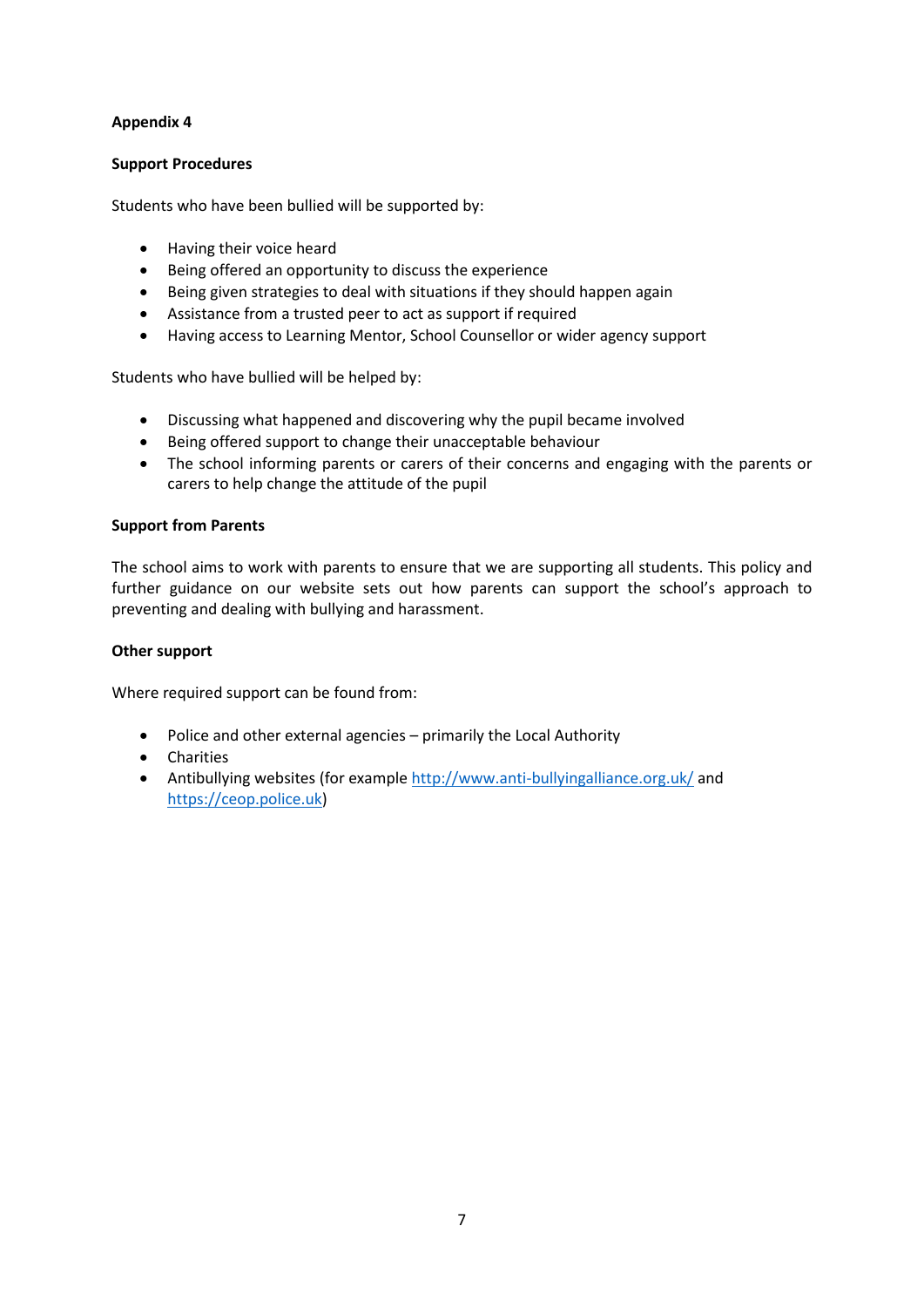**Appendix 4**

**Support Procedures**

Students who have been bullied will be supported by:

- Having their voice heard
- Being offered an opportunity to discuss the experience
- Being given strategies to deal with situations if they should happen again
- Assistance from a trusted peer to act as support if required
- Having access to Learning Mentor, School Counsellor or wider agency support

Students who have bullied will be helped by:

- Discussing what happened and discovering why the pupil became involved
- Being offered support to change their unacceptable behaviour
- The school informing parents or carers of their concerns and engaging with the parents or carers to help change the attitude of the pupil

**Support from Parents**

The school aims to work with parents to ensure that we are supporting all students. This policy and further guidance on our website sets out how parents can support the school's approach to preventing and dealing with bullying and harassment.

**Other support**

Where required support can be found from:

- Police and other external agencies – primarily the Local Authority
- Charities
- Antibullying websites (for example [http://www.anti-bullyingalliance.org.uk/](http://www.anti-bullyingalliance.org.uk/) and [https://ceop.police.uk](https://ceop.police.uk))